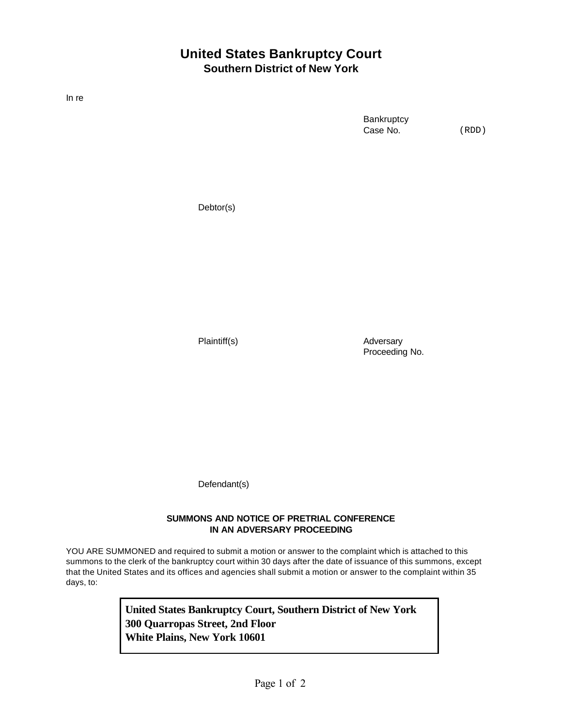# United States Bankruptcy Court
## Southern District of New York

In re

Bankruptcy Case No. (RDD)

Debtor(s)

Plaintiff(s)

Adversary Proceeding No.

Defendant(s)

**SUMMONS AND NOTICE OF PRETRIAL CONFERENCE IN AN ADVERSARY PROCEEDING**

YOU ARE SUMMONED and required to submit a motion or answer to the complaint which is attached to this summons to the clerk of the bankruptcy court within 30 days after the date of issuance of this summons, except that the United States and its offices and agencies shall submit a motion or answer to the complaint within 35 days, to:

**United States Bankruptcy Court, Southern District of New York**
**300 Quarropas Street, 2nd Floor**
**White Plains, New York 10601**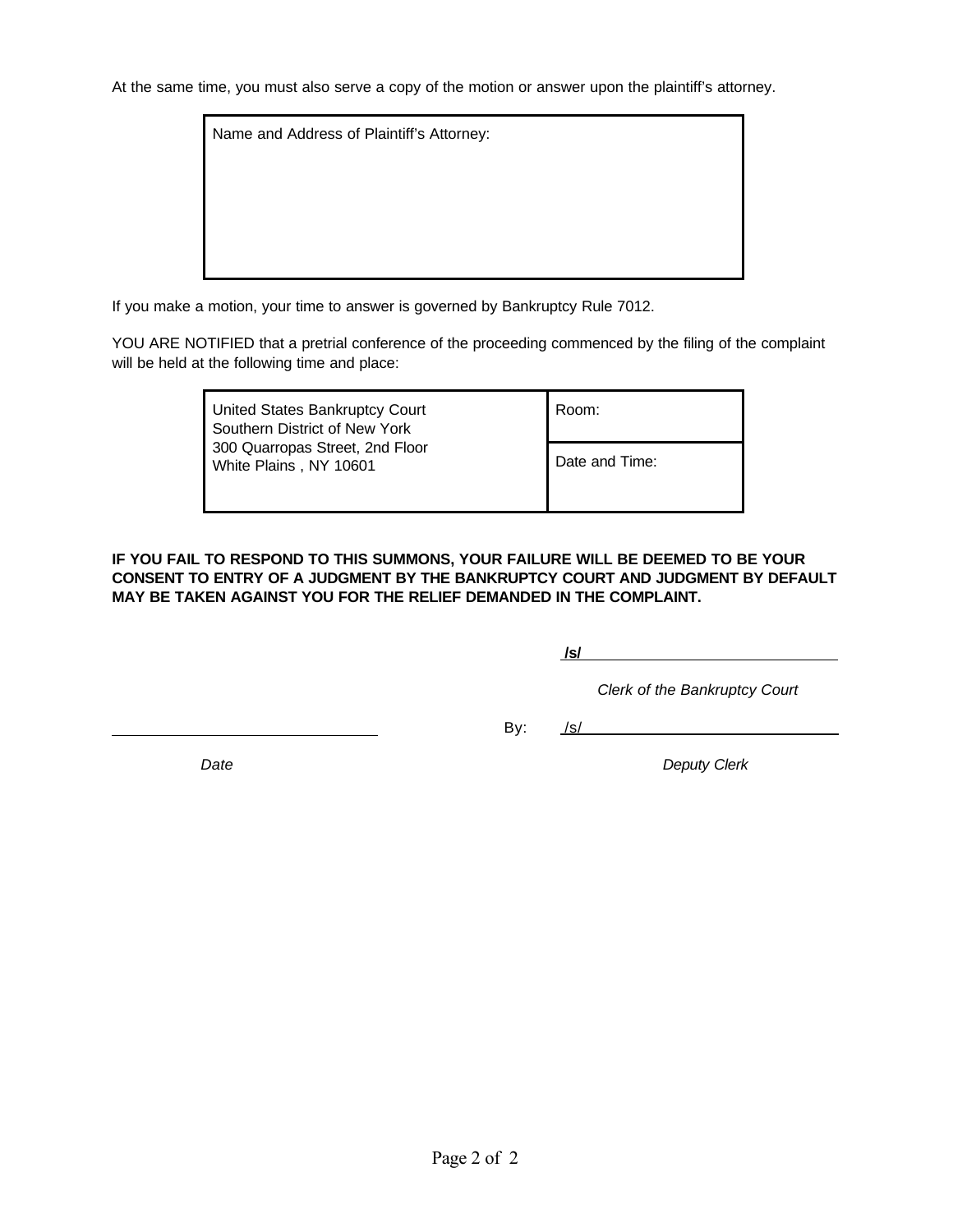At the same time, you must also serve a copy of the motion or answer upon the plaintiff's attorney.

| |
|---|
| Name and Address of Plaintiff's Attorney: |

If you make a motion, your time to answer is governed by Bankruptcy Rule 7012.

YOU ARE NOTIFIED that a pretrial conference of the proceeding commenced by the filing of the complaint will be held at the following time and place:

| | |
|---|---|
| United States Bankruptcy Court<br>Southern District of New York<br>300 Quarropas Street, 2nd Floor<br>White Plains , NY 10601 | Room: |
| | Date and Time: |

**IF YOU FAIL TO RESPOND TO THIS SUMMONS, YOUR FAILURE WILL BE DEEMED TO BE YOUR CONSENT TO ENTRY OF A JUDGMENT BY THE BANKRUPTCY COURT AND JUDGMENT BY DEFAULT MAY BE TAKEN AGAINST YOU FOR THE RELIEF DEMANDED IN THE COMPLAINT.**

**/s/** ______________________________

*Clerk of the Bankruptcy Court*

______________________________ By: /s/ ______________________________

*Date* *Deputy Clerk*